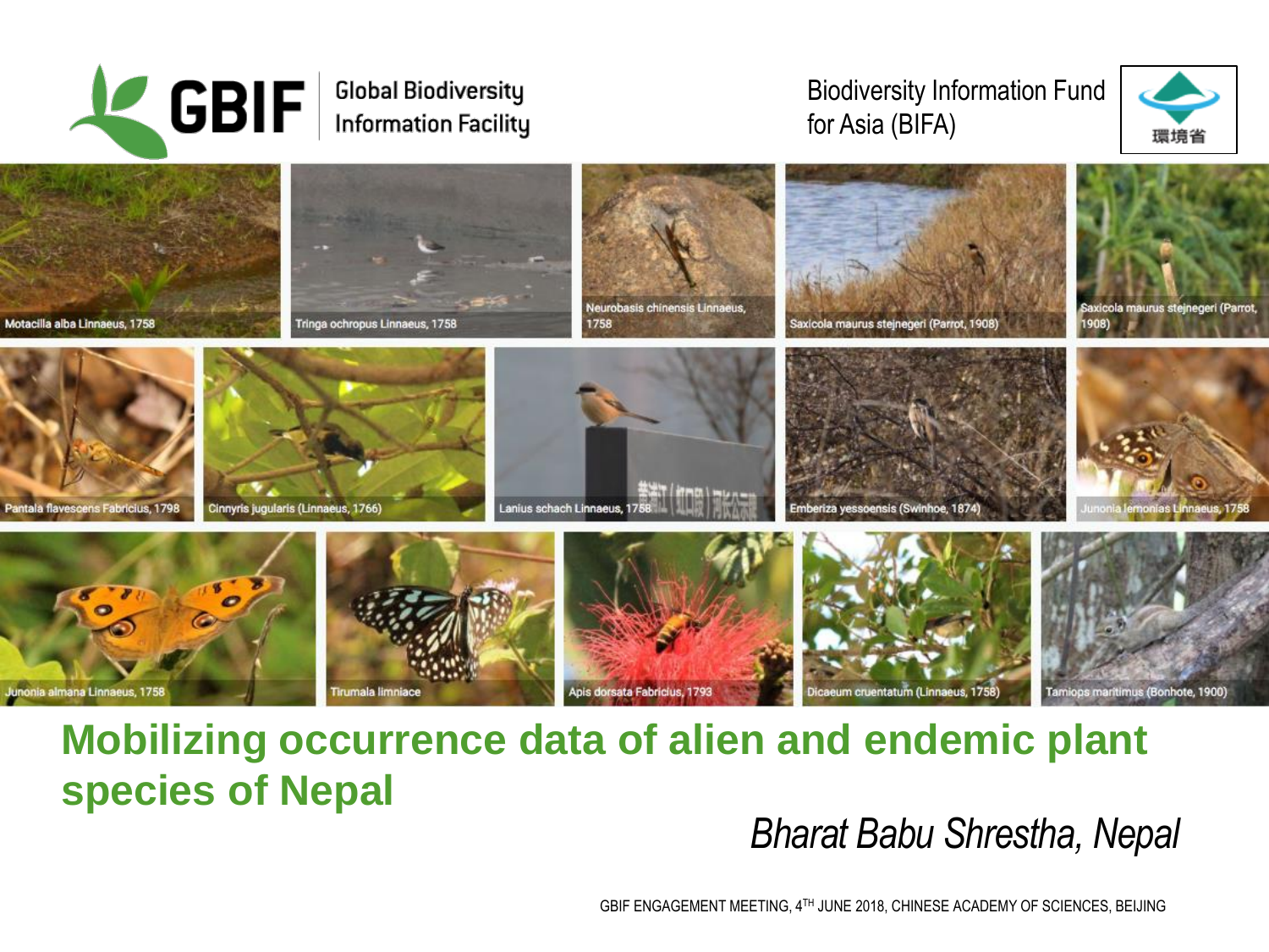GBIF Global Biodiversity Information Facility

Biodiversity Information Fund for Asia (BIFA)

環境省

Motacilla alba Linnaeus, 1758

Tringa ochropus Linnaeus, 1758

Neurobasis chinensis Linnaeus, 1758

Saxicola maurus stejnegeri (Parrot, 1908)

Saxicola maurus stejnegeri (Parrot, 1908)

Pantala flavescens Fabricius, 1798

Cinnyris jugularis (Linnaeus, 1766)

Lanius schach Linnaeus, 1758

Emberiza yessoensis (Swinhoe, 1874)

Junonia lemonias Linnaeus, 1758

Junonia almana Linnaeus, 1758

Tirumala limniace

Apis dorsata Fabricius, 1793

Dicaeum cruentatum (Linnaeus, 1758)

Tamiops maritimus (Bonhote, 1900)

# Mobilizing occurrence data of alien and endemic plant species of Nepal

*Bharat Babu Shrestha, Nepal*

GBIF ENGAGEMENT MEETING, 4TH JUNE 2018, CHINESE ACADEMY OF SCIENCES, BEIJING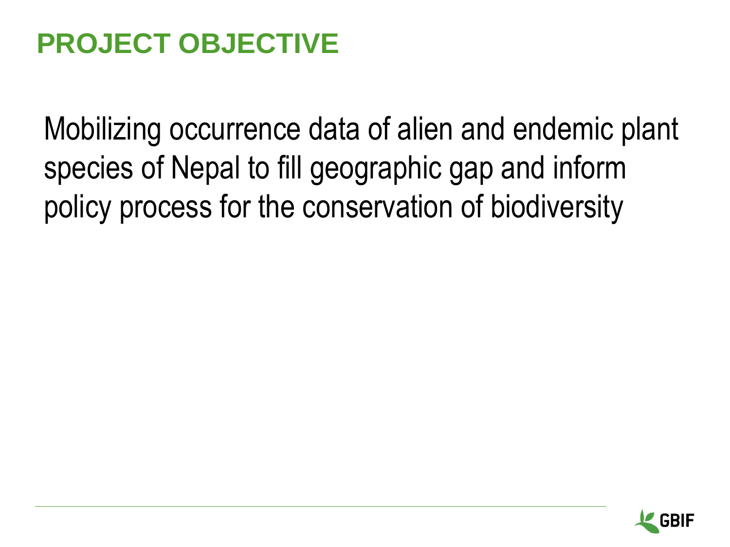# PROJECT OBJECTIVE

Mobilizing occurrence data of alien and endemic plant species of Nepal to fill geographic gap and inform policy process for the conservation of biodiversity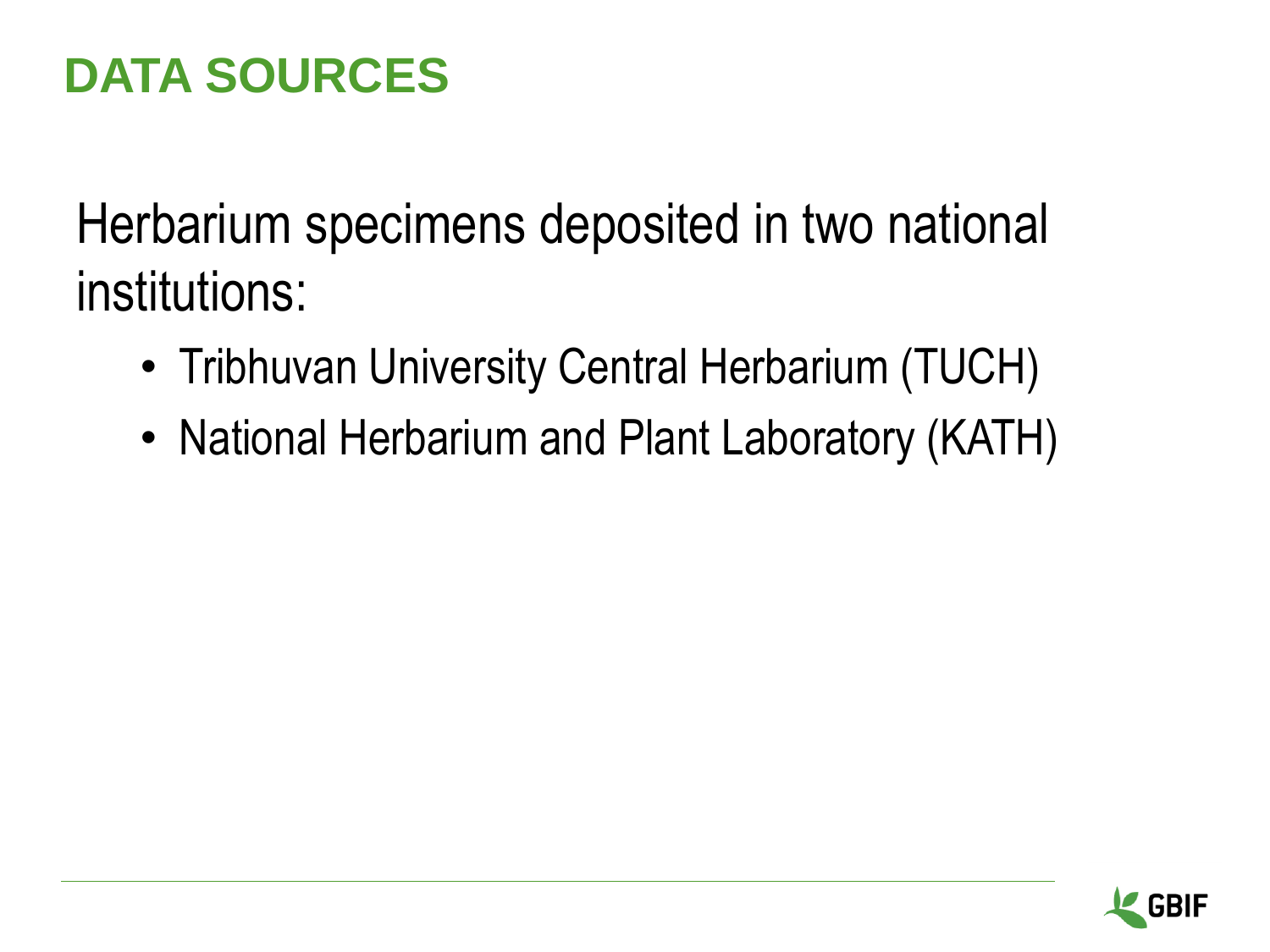# DATA SOURCES

Herbarium specimens deposited in two national institutions:

- Tribhuvan University Central Herbarium (TUCH)
- National Herbarium and Plant Laboratory (KATH)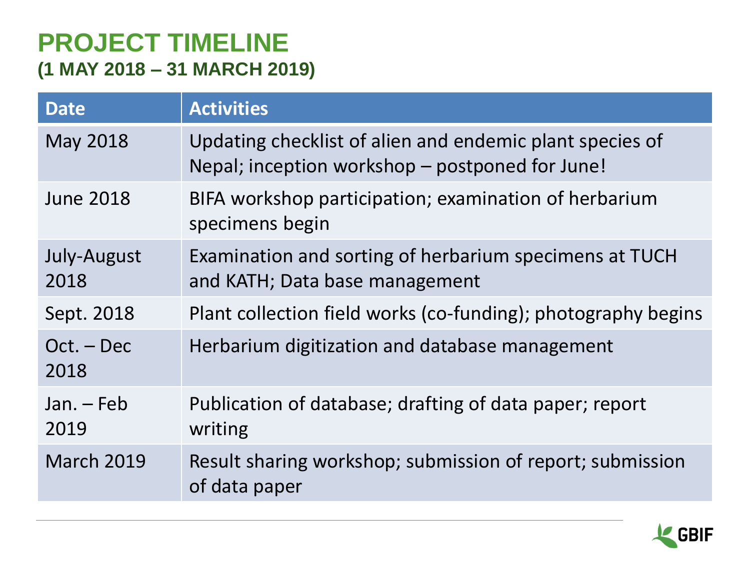# PROJECT TIMELINE

## (1 MAY 2018 – 31 MARCH 2019)

| Date | Activities |
| --- | --- |
| May 2018 | Updating checklist of alien and endemic plant species of Nepal; inception workshop – postponed for June! |
| June 2018 | BIFA workshop participation; examination of herbarium specimens begin |
| July-August 2018 | Examination and sorting of herbarium specimens at TUCH and KATH; Data base management |
| Sept. 2018 | Plant collection field works (co-funding); photography begins |
| Oct. – Dec 2018 | Herbarium digitization and database management |
| Jan. – Feb 2019 | Publication of database; drafting of data paper; report writing |
| March 2019 | Result sharing workshop; submission of report; submission of data paper |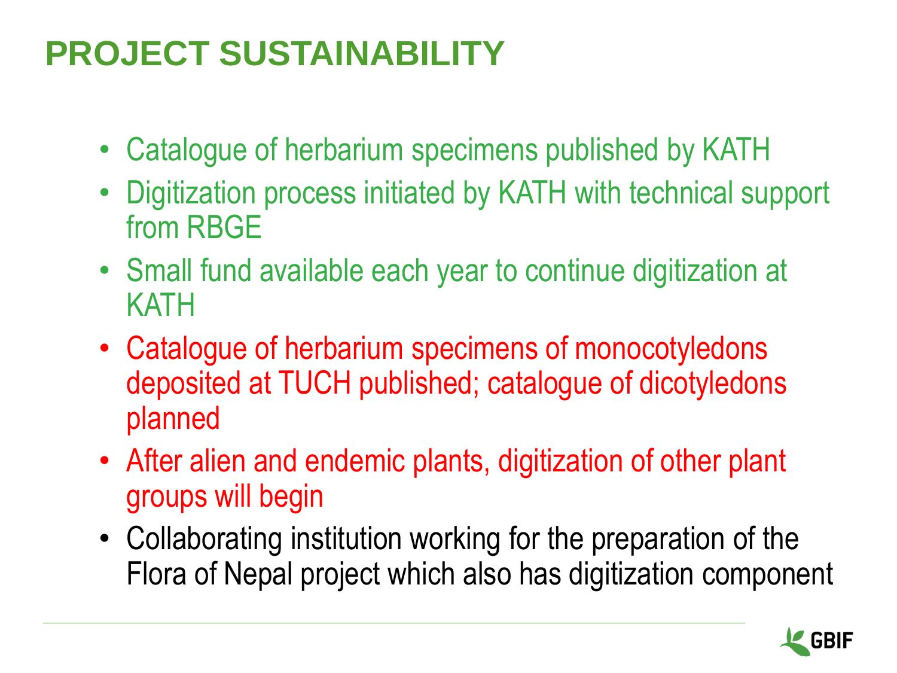# PROJECT SUSTAINABILITY

- Catalogue of herbarium specimens published by KATH
- Digitization process initiated by KATH with technical support from RBGE
- Small fund available each year to continue digitization at KATH
- Catalogue of herbarium specimens of monocotyledons deposited at TUCH published; catalogue of dicotyledons planned
- After alien and endemic plants, digitization of other plant groups will begin
- Collaborating institution working for the preparation of the Flora of Nepal project which also has digitization component